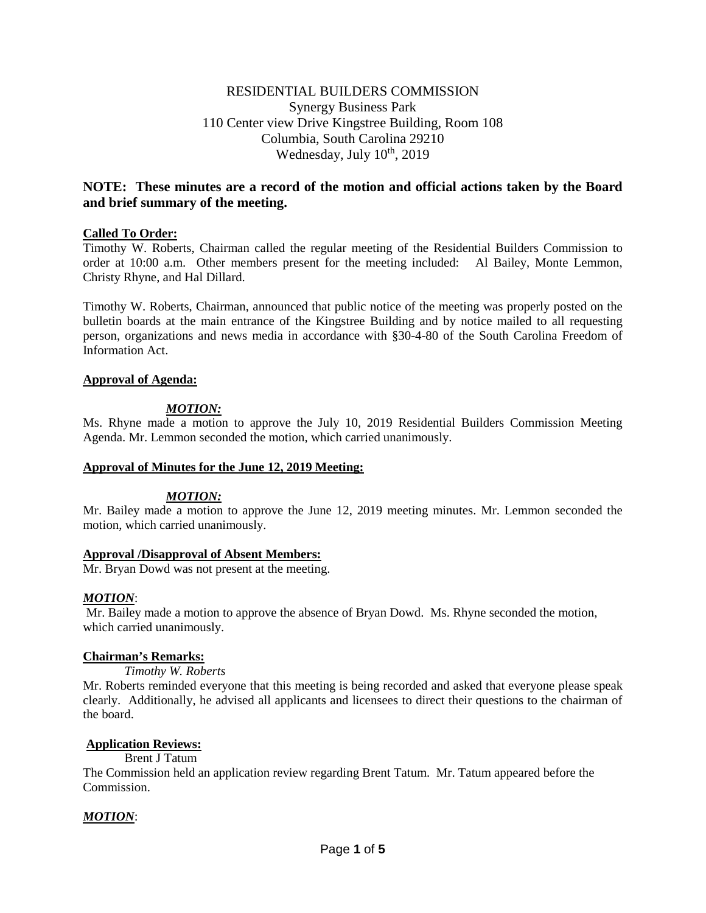RESIDENTIAL BUILDERS COMMISSION
Synergy Business Park
110 Center view Drive Kingstree Building, Room 108
Columbia, South Carolina 29210
Wednesday, July 10th, 2019

**NOTE: These minutes are a record of the motion and official actions taken by the Board and brief summary of the meeting.**

**Called To Order:**

Timothy W. Roberts, Chairman called the regular meeting of the Residential Builders Commission to order at 10:00 a.m. Other members present for the meeting included: Al Bailey, Monte Lemmon, Christy Rhyne, and Hal Dillard.

Timothy W. Roberts, Chairman, announced that public notice of the meeting was properly posted on the bulletin boards at the main entrance of the Kingstree Building and by notice mailed to all requesting person, organizations and news media in accordance with §30-4-80 of the South Carolina Freedom of Information Act.

**Approval of Agenda:**

***MOTION:***

Ms. Rhyne made a motion to approve the July 10, 2019 Residential Builders Commission Meeting Agenda. Mr. Lemmon seconded the motion, which carried unanimously.

**Approval of Minutes for the June 12, 2019 Meeting:**

***MOTION:***

Mr. Bailey made a motion to approve the June 12, 2019 meeting minutes. Mr. Lemmon seconded the motion, which carried unanimously.

**Approval /Disapproval of Absent Members:**

Mr. Bryan Dowd was not present at the meeting.

***MOTION***:

Mr. Bailey made a motion to approve the absence of Bryan Dowd. Ms. Rhyne seconded the motion, which carried unanimously.

**Chairman's Remarks:**

*Timothy W. Roberts*

Mr. Roberts reminded everyone that this meeting is being recorded and asked that everyone please speak clearly. Additionally, he advised all applicants and licensees to direct their questions to the chairman of the board.

**Application Reviews:**

Brent J Tatum

The Commission held an application review regarding Brent Tatum. Mr. Tatum appeared before the Commission.

***MOTION***: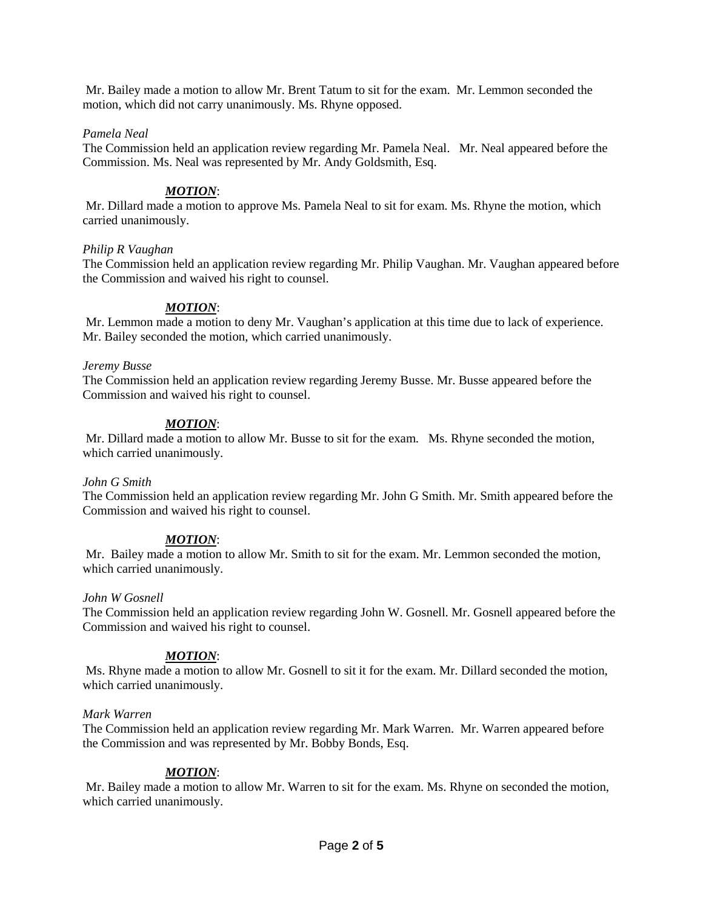Mr. Bailey made a motion to allow Mr. Brent Tatum to sit for the exam. Mr. Lemmon seconded the motion, which did not carry unanimously. Ms. Rhyne opposed.

*Pamela Neal*

The Commission held an application review regarding Mr. Pamela Neal. Mr. Neal appeared before the Commission. Ms. Neal was represented by Mr. Andy Goldsmith, Esq.

***MOTION***:

Mr. Dillard made a motion to approve Ms. Pamela Neal to sit for exam. Ms. Rhyne the motion, which carried unanimously.

*Philip R Vaughan*

The Commission held an application review regarding Mr. Philip Vaughan. Mr. Vaughan appeared before the Commission and waived his right to counsel.

***MOTION***:

Mr. Lemmon made a motion to deny Mr. Vaughan's application at this time due to lack of experience. Mr. Bailey seconded the motion, which carried unanimously.

*Jeremy Busse*

The Commission held an application review regarding Jeremy Busse. Mr. Busse appeared before the Commission and waived his right to counsel.

***MOTION***:

Mr. Dillard made a motion to allow Mr. Busse to sit for the exam. Ms. Rhyne seconded the motion, which carried unanimously.

*John G Smith*

The Commission held an application review regarding Mr. John G Smith. Mr. Smith appeared before the Commission and waived his right to counsel.

***MOTION***:

Mr. Bailey made a motion to allow Mr. Smith to sit for the exam. Mr. Lemmon seconded the motion, which carried unanimously.

*John W Gosnell*

The Commission held an application review regarding John W. Gosnell. Mr. Gosnell appeared before the Commission and waived his right to counsel.

***MOTION***:

Ms. Rhyne made a motion to allow Mr. Gosnell to sit it for the exam. Mr. Dillard seconded the motion, which carried unanimously.

*Mark Warren*

The Commission held an application review regarding Mr. Mark Warren. Mr. Warren appeared before the Commission and was represented by Mr. Bobby Bonds, Esq.

***MOTION***:

Mr. Bailey made a motion to allow Mr. Warren to sit for the exam. Ms. Rhyne on seconded the motion, which carried unanimously.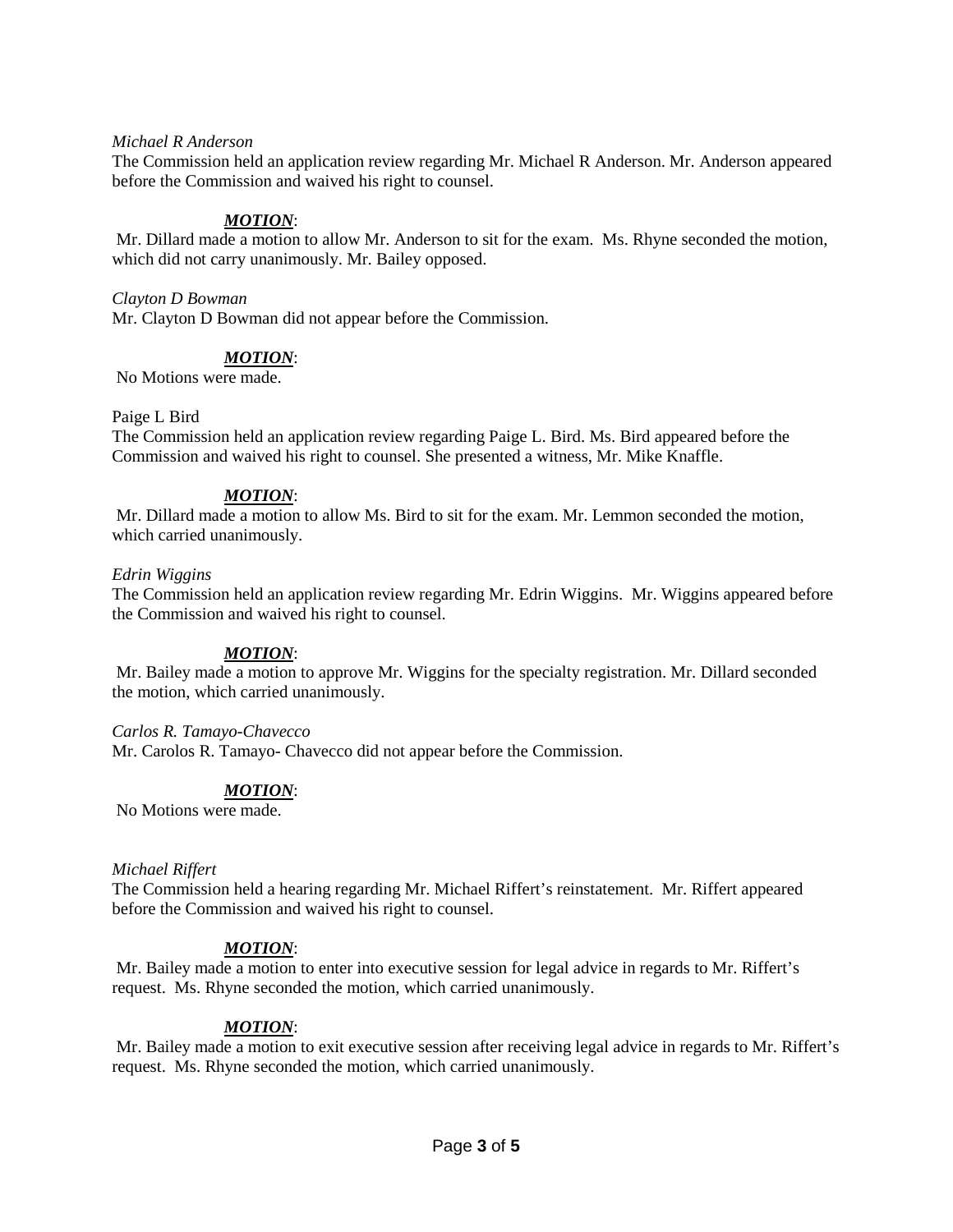*Michael R Anderson*

The Commission held an application review regarding Mr. Michael R Anderson. Mr. Anderson appeared before the Commission and waived his right to counsel.

***MOTION***:

Mr. Dillard made a motion to allow Mr. Anderson to sit for the exam. Ms. Rhyne seconded the motion, which did not carry unanimously. Mr. Bailey opposed.

*Clayton D Bowman*

Mr. Clayton D Bowman did not appear before the Commission.

***MOTION***:

No Motions were made.

Paige L Bird

The Commission held an application review regarding Paige L. Bird. Ms. Bird appeared before the Commission and waived his right to counsel. She presented a witness, Mr. Mike Knaffle.

***MOTION***:

Mr. Dillard made a motion to allow Ms. Bird to sit for the exam. Mr. Lemmon seconded the motion, which carried unanimously.

*Edrin Wiggins*

The Commission held an application review regarding Mr. Edrin Wiggins. Mr. Wiggins appeared before the Commission and waived his right to counsel.

***MOTION***:

Mr. Bailey made a motion to approve Mr. Wiggins for the specialty registration. Mr. Dillard seconded the motion, which carried unanimously.

*Carlos R. Tamayo-Chavecco*

Mr. Carolos R. Tamayo- Chavecco did not appear before the Commission.

***MOTION***:

No Motions were made.

*Michael Riffert*

The Commission held a hearing regarding Mr. Michael Riffert's reinstatement. Mr. Riffert appeared before the Commission and waived his right to counsel.

***MOTION***:

Mr. Bailey made a motion to enter into executive session for legal advice in regards to Mr. Riffert's request. Ms. Rhyne seconded the motion, which carried unanimously.

***MOTION***:

Mr. Bailey made a motion to exit executive session after receiving legal advice in regards to Mr. Riffert's request. Ms. Rhyne seconded the motion, which carried unanimously.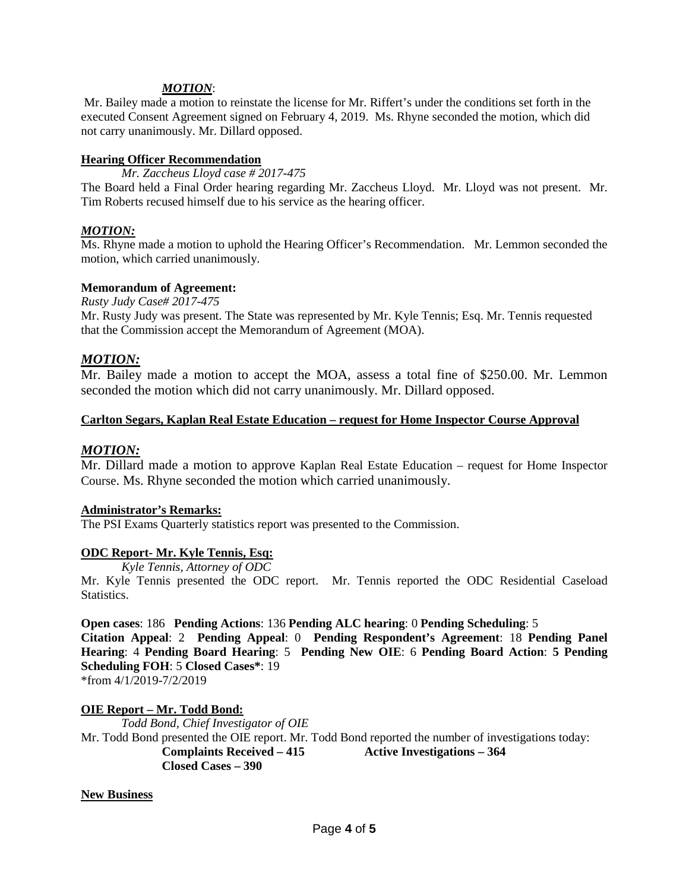***MOTION***:

Mr. Bailey made a motion to reinstate the license for Mr. Riffert's under the conditions set forth in the executed Consent Agreement signed on February 4, 2019. Ms. Rhyne seconded the motion, which did not carry unanimously. Mr. Dillard opposed.

**Hearing Officer Recommendation**

*Mr. Zaccheus Lloyd case # 2017-475*

The Board held a Final Order hearing regarding Mr. Zaccheus Lloyd. Mr. Lloyd was not present. Mr. Tim Roberts recused himself due to his service as the hearing officer.

***MOTION:***

Ms. Rhyne made a motion to uphold the Hearing Officer's Recommendation. Mr. Lemmon seconded the motion, which carried unanimously.

**Memorandum of Agreement:**

*Rusty Judy Case# 2017-475*

Mr. Rusty Judy was present. The State was represented by Mr. Kyle Tennis; Esq. Mr. Tennis requested that the Commission accept the Memorandum of Agreement (MOA).

***MOTION:***

Mr. Bailey made a motion to accept the MOA, assess a total fine of $250.00. Mr. Lemmon seconded the motion which did not carry unanimously. Mr. Dillard opposed.

**Carlton Segars, Kaplan Real Estate Education – request for Home Inspector Course Approval**

***MOTION:***

Mr. Dillard made a motion to approve Kaplan Real Estate Education – request for Home Inspector Course. Ms. Rhyne seconded the motion which carried unanimously.

**Administrator's Remarks:**

The PSI Exams Quarterly statistics report was presented to the Commission.

**ODC Report- Mr. Kyle Tennis, Esq:**

*Kyle Tennis, Attorney of ODC*

Mr. Kyle Tennis presented the ODC report. Mr. Tennis reported the ODC Residential Caseload Statistics.

**Open cases**: 186 **Pending Actions**: 136 **Pending ALC hearing**: 0 **Pending Scheduling**: 5 **Citation Appeal**: 2 **Pending Appeal**: 0 **Pending Respondent's Agreement**: 18 **Pending Panel Hearing**: 4 **Pending Board Hearing**: 5 **Pending New OIE**: 6 **Pending Board Action**: **5 Pending Scheduling FOH**: 5 **Closed Cases***: 19

*from 4/1/2019-7/2/2019

**OIE Report – Mr. Todd Bond:**

*Todd Bond, Chief Investigator of OIE*

Mr. Todd Bond presented the OIE report. Mr. Todd Bond reported the number of investigations today:

**Complaints Received – 415** **Active Investigations – 364**

**Closed Cases – 390**

**New Business**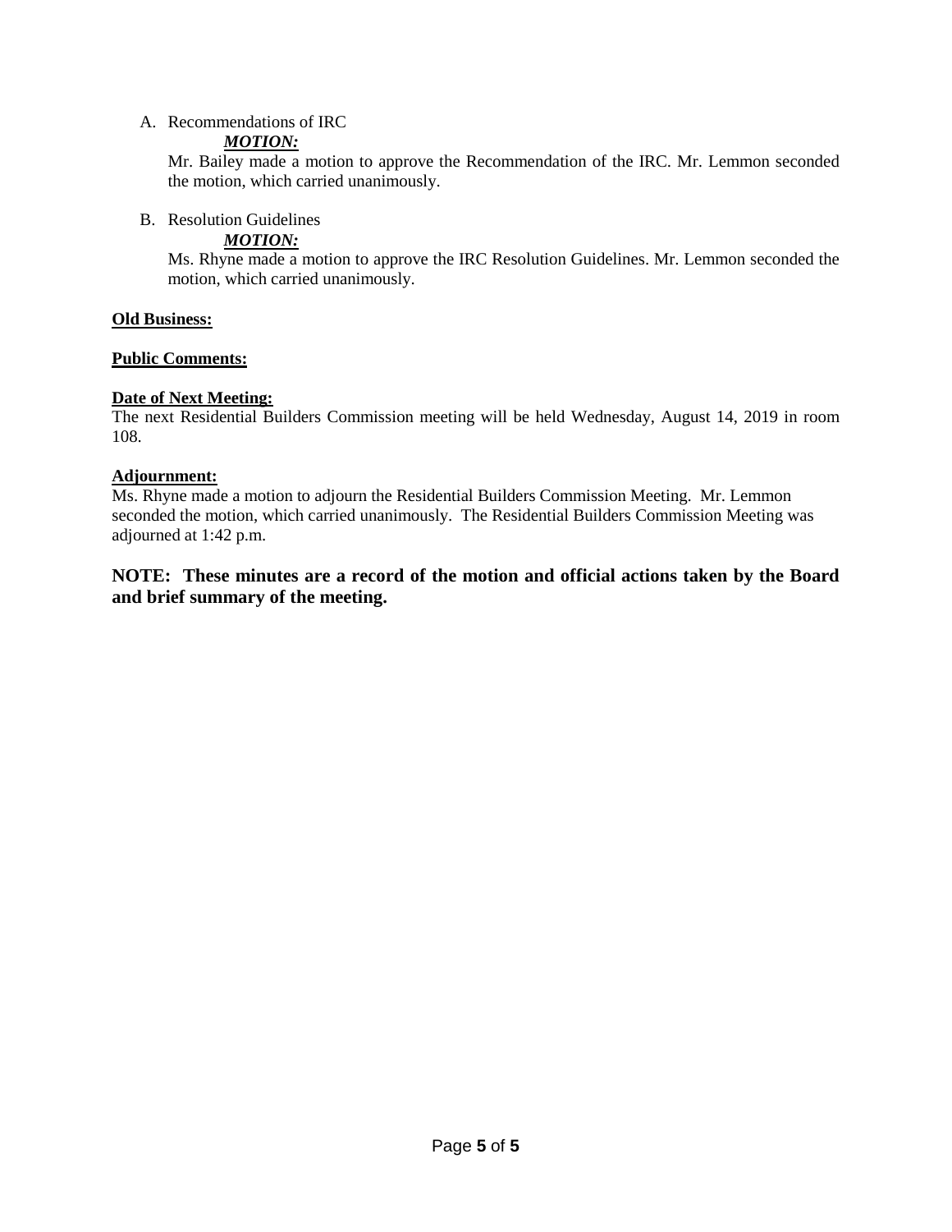A. Recommendations of IRC

   ***MOTION:***

   Mr. Bailey made a motion to approve the Recommendation of the IRC. Mr. Lemmon seconded the motion, which carried unanimously.

B. Resolution Guidelines

   ***MOTION:***

   Ms. Rhyne made a motion to approve the IRC Resolution Guidelines. Mr. Lemmon seconded the motion, which carried unanimously.

**Old Business:**

**Public Comments:**

**Date of Next Meeting:**

The next Residential Builders Commission meeting will be held Wednesday, August 14, 2019 in room 108.

**Adjournment:**

Ms. Rhyne made a motion to adjourn the Residential Builders Commission Meeting. Mr. Lemmon seconded the motion, which carried unanimously. The Residential Builders Commission Meeting was adjourned at 1:42 p.m.

**NOTE: These minutes are a record of the motion and official actions taken by the Board and brief summary of the meeting.**